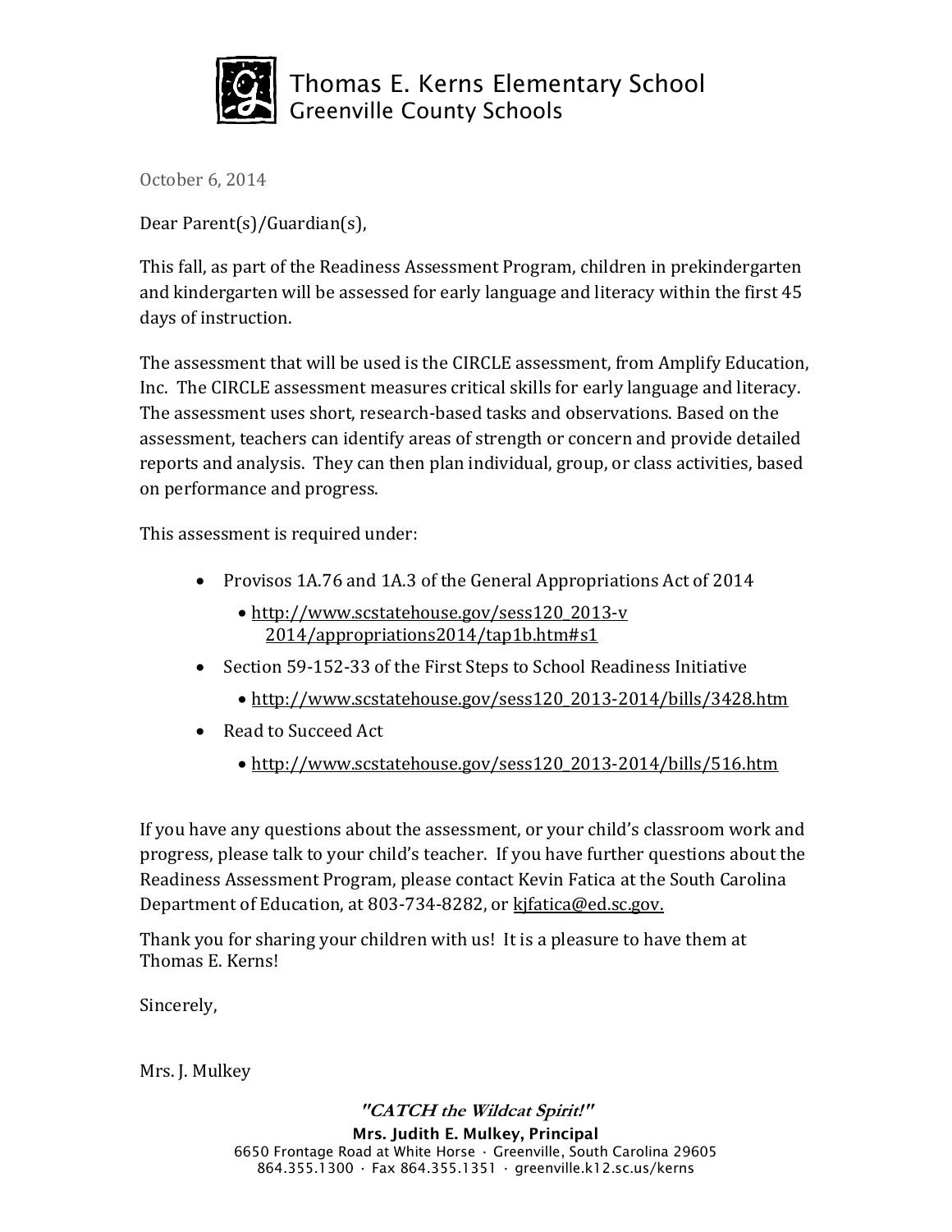# Thomas E. Kerns Elementary School
Greenville County Schools

October 6, 2014

Dear Parent(s)/Guardian(s),

This fall, as part of the Readiness Assessment Program, children in prekindergarten and kindergarten will be assessed for early language and literacy within the first 45 days of instruction.

The assessment that will be used is the CIRCLE assessment, from Amplify Education, Inc. The CIRCLE assessment measures critical skills for early language and literacy. The assessment uses short, research-based tasks and observations. Based on the assessment, teachers can identify areas of strength or concern and provide detailed reports and analysis. They can then plan individual, group, or class activities, based on performance and progress.

This assessment is required under:

- Provisos 1A.76 and 1A.3 of the General Appropriations Act of 2014
  - http://www.scstatehouse.gov/sess120_2013-v 2014/appropriations2014/tap1b.htm#s1
- Section 59-152-33 of the First Steps to School Readiness Initiative
  - http://www.scstatehouse.gov/sess120_2013-2014/bills/3428.htm
- Read to Succeed Act
  - http://www.scstatehouse.gov/sess120_2013-2014/bills/516.htm

If you have any questions about the assessment, or your child's classroom work and progress, please talk to your child's teacher. If you have further questions about the Readiness Assessment Program, please contact Kevin Fatica at the South Carolina Department of Education, at 803-734-8282, or kjfatica@ed.sc.gov.

Thank you for sharing your children with us! It is a pleasure to have them at Thomas E. Kerns!

Sincerely,

Mrs. J. Mulkey

***"CATCH the Wildcat Spirit!"***

**Mrs. Judith E. Mulkey, Principal**
6650 Frontage Road at White Horse · Greenville, South Carolina 29605
864.355.1300 · Fax 864.355.1351 · greenville.k12.sc.us/kerns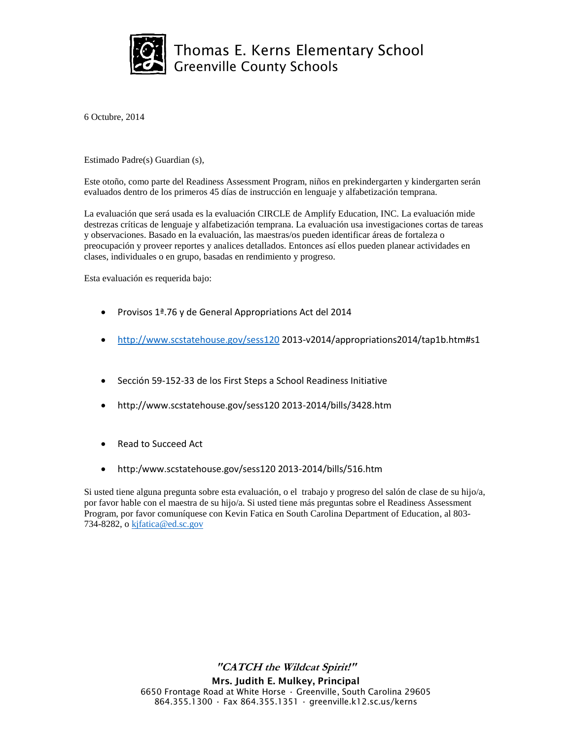# Thomas E. Kerns Elementary School
## Greenville County Schools

6 Octubre, 2014

Estimado Padre(s) Guardian (s),

Este otoño, como parte del Readiness Assessment Program, niños en prekindergarten y kindergarten serán evaluados dentro de los primeros 45 días de instrucción en lenguaje y alfabetización temprana.

La evaluación que será usada es la evaluación CIRCLE de Amplify Education, INC. La evaluación mide destrezas críticas de lenguaje y alfabetización temprana. La evaluación usa investigaciones cortas de tareas y observaciones. Basado en la evaluación, las maestras/os pueden identificar áreas de fortaleza o preocupación y proveer reportes y analices detallados. Entonces así ellos pueden planear actividades en clases, individuales o en grupo, basadas en rendimiento y progreso.

Esta evaluación es requerida bajo:

- Provisos 1ª.76 y de General Appropriations Act del 2014
- http://www.scstatehouse.gov/sess120 2013-v2014/appropriations2014/tap1b.htm#s1
- Sección 59-152-33 de los First Steps a School Readiness Initiative
- http://www.scstatehouse.gov/sess120 2013-2014/bills/3428.htm
- Read to Succeed Act
- http:/www.scstatehouse.gov/sess120 2013-2014/bills/516.htm

Si usted tiene alguna pregunta sobre esta evaluación, o el trabajo y progreso del salón de clase de su hijo/a, por favor hable con el maestra de su hijo/a. Si usted tiene más preguntas sobre el Readiness Assessment Program, por favor comuníquese con Kevin Fatica en South Carolina Department of Education, al 803-734-8282, o kjfatica@ed.sc.gov

***"CATCH the Wildcat Spirit!"***

**Mrs. Judith E. Mulkey, Principal**

6650 Frontage Road at White Horse · Greenville, South Carolina 29605
864.355.1300 · Fax 864.355.1351 · greenville.k12.sc.us/kerns